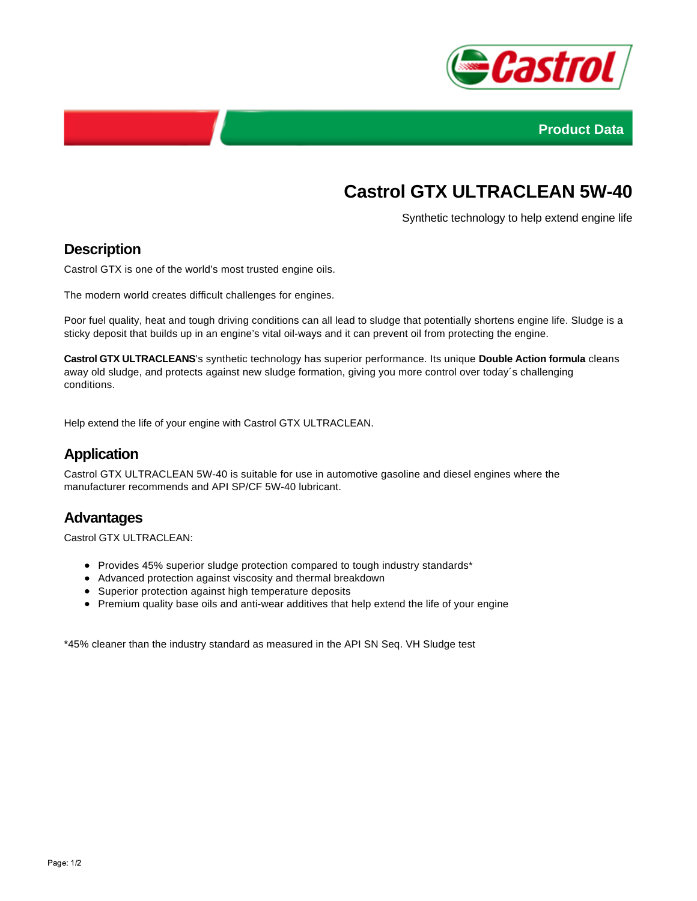Product Data

# Castrol GTX ULTRACLEAN 5W-40

Synthetic technology to help extend engine life

## Description

Castrol GTX is one of the world’s most trusted engine oils.

The modern world creates difficult challenges for engines.

Poor fuel quality, heat and tough driving conditions can all lead to sludge that potentially shortens engine life. Sludge is a sticky deposit that builds up in an engine’s vital oil-ways and it can prevent oil from protecting the engine.

**Castrol GTX ULTRACLEANS**’s synthetic technology has superior performance. Its unique **Double Action formula** cleans away old sludge, and protects against new sludge formation, giving you more control over today´s challenging conditions.

Help extend the life of your engine with Castrol GTX ULTRACLEAN.

## Application

Castrol GTX ULTRACLEAN 5W-40 is suitable for use in automotive gasoline and diesel engines where the manufacturer recommends and API SP/CF 5W-40 lubricant.

## Advantages

Castrol GTX ULTRACLEAN:

- Provides 45% superior sludge protection compared to tough industry standards*
- Advanced protection against viscosity and thermal breakdown
- Superior protection against high temperature deposits
- Premium quality base oils and anti-wear additives that help extend the life of your engine

*45% cleaner than the industry standard as measured in the API SN Seq. VH Sludge test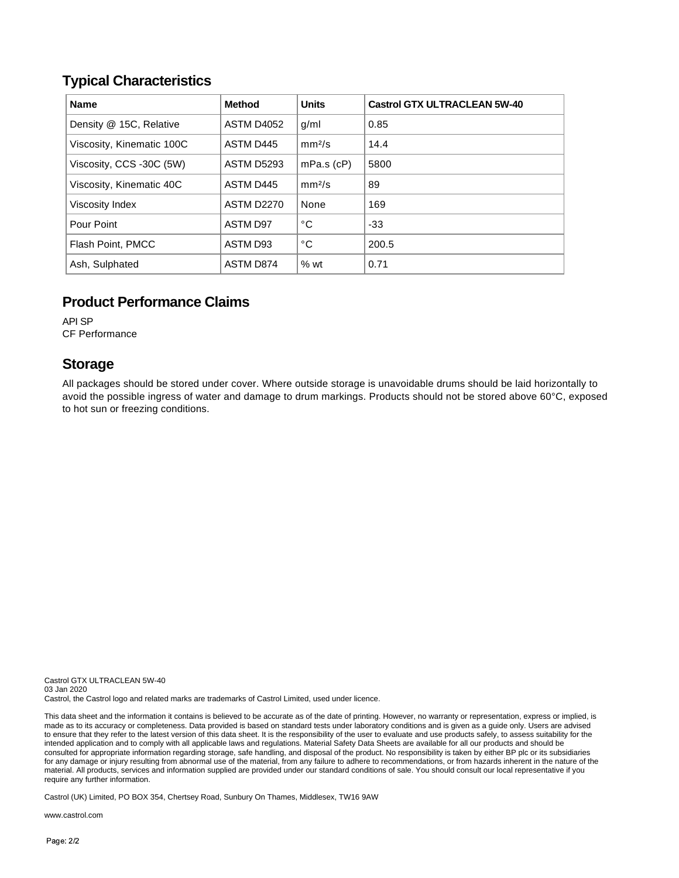## Typical Characteristics

| Name | Method | Units | Castrol GTX ULTRACLEAN 5W-40 |
|---|---|---|---|
| Density @ 15C, Relative | ASTM D4052 | g/ml | 0.85 |
| Viscosity, Kinematic 100C | ASTM D445 | $mm^2/s$ | 14.4 |
| Viscosity, CCS -30C (5W) | ASTM D5293 | mPa.s (cP) | 5800 |
| Viscosity, Kinematic 40C | ASTM D445 | $mm^2/s$ | 89 |
| Viscosity Index | ASTM D2270 | None | 169 |
| Pour Point | ASTM D97 | °C | -33 |
| Flash Point, PMCC | ASTM D93 | °C | 200.5 |
| Ash, Sulphated | ASTM D874 | % wt | 0.71 |

## Product Performance Claims

API SP
CF Performance

## Storage

All packages should be stored under cover. Where outside storage is unavoidable drums should be laid horizontally to avoid the possible ingress of water and damage to drum markings. Products should not be stored above 60°C, exposed to hot sun or freezing conditions.

Castrol GTX ULTRACLEAN 5W-40
03 Jan 2020
Castrol, the Castrol logo and related marks are trademarks of Castrol Limited, used under licence.

This data sheet and the information it contains is believed to be accurate as of the date of printing. However, no warranty or representation, express or implied, is made as to its accuracy or completeness. Data provided is based on standard tests under laboratory conditions and is given as a guide only. Users are advised to ensure that they refer to the latest version of this data sheet. It is the responsibility of the user to evaluate and use products safely, to assess suitability for the intended application and to comply with all applicable laws and regulations. Material Safety Data Sheets are available for all our products and should be consulted for appropriate information regarding storage, safe handling, and disposal of the product. No responsibility is taken by either BP plc or its subsidiaries for any damage or injury resulting from abnormal use of the material, from any failure to adhere to recommendations, or from hazards inherent in the nature of the material. All products, services and information supplied are provided under our standard conditions of sale. You should consult our local representative if you require any further information.

Castrol (UK) Limited, PO BOX 354, Chertsey Road, Sunbury On Thames, Middlesex, TW16 9AW

www.castrol.com